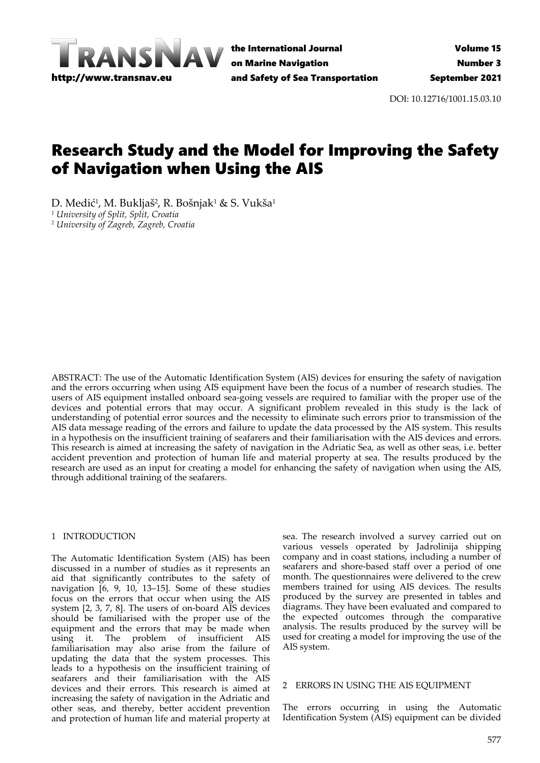DOI: 10.12716/1001.15.03.10

# Research Study and the Model for Improving the Safety of Navigation when Using the AIS

D. Medić[1], M. Bukljaš[2], R. Bošnjak[1] & S. Vukša[1]

[1] *University of Split, Split, Croatia*
[2] *University of Zagreb, Zagreb, Croatia*

ABSTRACT: The use of the Automatic Identification System (AIS) devices for ensuring the safety of navigation and the errors occurring when using AIS equipment have been the focus of a number of research studies. The users of AIS equipment installed onboard sea-going vessels are required to familiar with the proper use of the devices and potential errors that may occur. A significant problem revealed in this study is the lack of understanding of potential error sources and the necessity to eliminate such errors prior to transmission of the AIS data message reading of the errors and failure to update the data processed by the AIS system. This results in a hypothesis on the insufficient training of seafarers and their familiarisation with the AIS devices and errors. This research is aimed at increasing the safety of navigation in the Adriatic Sea, as well as other seas, i.e. better accident prevention and protection of human life and material property at sea. The results produced by the research are used as an input for creating a model for enhancing the safety of navigation when using the AIS, through additional training of the seafarers.

## 1 INTRODUCTION

The Automatic Identification System (AIS) has been discussed in a number of studies as it represents an aid that significantly contributes to the safety of navigation [6, 9, 10, 13–15]. Some of these studies focus on the errors that occur when using the AIS system [2, 3, 7, 8]. The users of on-board AIS devices should be familiarised with the proper use of the equipment and the errors that may be made when using it. The problem of insufficient AIS familiarisation may also arise from the failure of updating the data that the system processes. This leads to a hypothesis on the insufficient training of seafarers and their familiarisation with the AIS devices and their errors. This research is aimed at increasing the safety of navigation in the Adriatic and other seas, and thereby, better accident prevention and protection of human life and material property at sea. The research involved a survey carried out on various vessels operated by Jadrolinija shipping company and in coast stations, including a number of seafarers and shore-based staff over a period of one month. The questionnaires were delivered to the crew members trained for using AIS devices. The results produced by the survey are presented in tables and diagrams. They have been evaluated and compared to the expected outcomes through the comparative analysis. The results produced by the survey will be used for creating a model for improving the use of the AIS system.

## 2 ERRORS IN USING THE AIS EQUIPMENT

The errors occurring in using the Automatic Identification System (AIS) equipment can be divided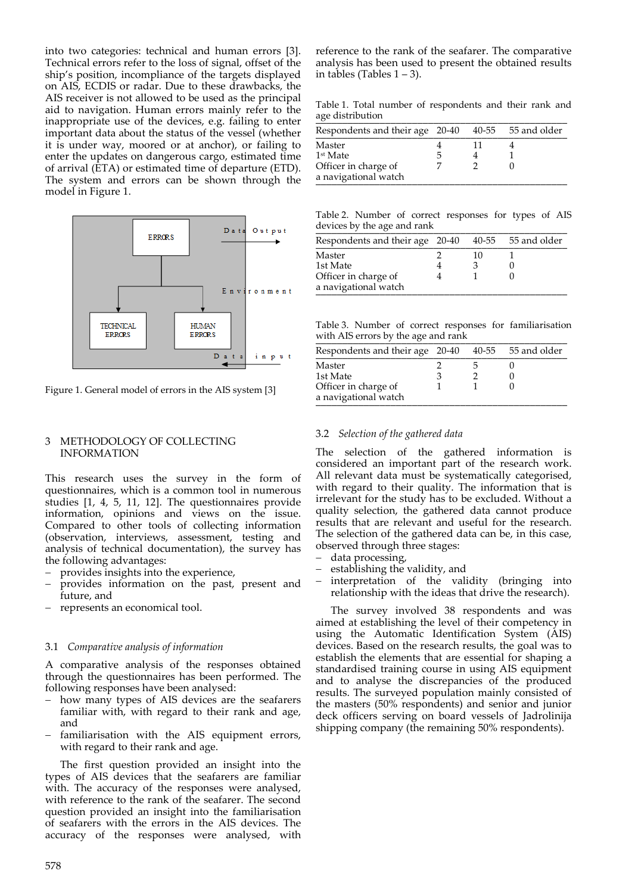into two categories: technical and human errors [3]. Technical errors refer to the loss of signal, offset of the ship's position, incompliance of the targets displayed on AIS, ECDIS or radar. Due to these drawbacks, the AIS receiver is not allowed to be used as the principal aid to navigation. Human errors mainly refer to the inappropriate use of the devices, e.g. failing to enter important data about the status of the vessel (whether it is under way, moored or at anchor), or failing to enter the updates on dangerous cargo, estimated time of arrival (ETA) or estimated time of departure (ETD). The system and errors can be shown through the model in Figure 1.

Figure 1. General model of errors in the AIS system [3]

## 3 METHODOLOGY OF COLLECTING INFORMATION

This research uses the survey in the form of questionnaires, which is a common tool in numerous studies [1, 4, 5, 11, 12]. The questionnaires provide information, opinions and views on the issue. Compared to other tools of collecting information (observation, interviews, assessment, testing and analysis of technical documentation), the survey has the following advantages:

- provides insights into the experience,
- provides information on the past, present and future, and
- represents an economical tool.

### 3.1 *Comparative analysis of information*

A comparative analysis of the responses obtained through the questionnaires has been performed. The following responses have been analysed:

- how many types of AIS devices are the seafarers familiar with, with regard to their rank and age, and
- familiarisation with the AIS equipment errors, with regard to their rank and age.

The first question provided an insight into the types of AIS devices that the seafarers are familiar with. The accuracy of the responses were analysed, with reference to the rank of the seafarer. The second question provided an insight into the familiarisation of seafarers with the errors in the AIS devices. The accuracy of the responses were analysed, with reference to the rank of the seafarer. The comparative analysis has been used to present the obtained results in tables (Tables 1 – 3).

Table 1. Total number of respondents and their rank and age distribution

| Respondents and their age | 20-40 | 40-55 | 55 and older |
|---|---|---|---|
| Master | 4 | 11 | 4 |
| 1st Mate | 5 | 4 | 1 |
| Officer in charge of a navigational watch | 7 | 2 | 0 |

Table 2. Number of correct responses for types of AIS devices by the age and rank

| Respondents and their age | 20-40 | 40-55 | 55 and older |
|---|---|---|---|
| Master | 2 | 10 | 1 |
| 1st Mate | 4 | 3 | 0 |
| Officer in charge of a navigational watch | 4 | 1 | 0 |

Table 3. Number of correct responses for familiarisation with AIS errors by the age and rank

| Respondents and their age | 20-40 | 40-55 | 55 and older |
|---|---|---|---|
| Master | 2 | 5 | 0 |
| 1st Mate | 3 | 2 | 0 |
| Officer in charge of a navigational watch | 1 | 1 | 0 |

### 3.2 *Selection of the gathered data*

The selection of the gathered information is considered an important part of the research work. All relevant data must be systematically categorised, with regard to their quality. The information that is irrelevant for the study has to be excluded. Without a quality selection, the gathered data cannot produce results that are relevant and useful for the research. The selection of the gathered data can be, in this case, observed through three stages:

- data processing,
- establishing the validity, and
- interpretation of the validity (bringing into relationship with the ideas that drive the research).

The survey involved 38 respondents and was aimed at establishing the level of their competency in using the Automatic Identification System (AIS) devices. Based on the research results, the goal was to establish the elements that are essential for shaping a standardised training course in using AIS equipment and to analyse the discrepancies of the produced results. The surveyed population mainly consisted of the masters (50% respondents) and senior and junior deck officers serving on board vessels of Jadrolinija shipping company (the remaining 50% respondents).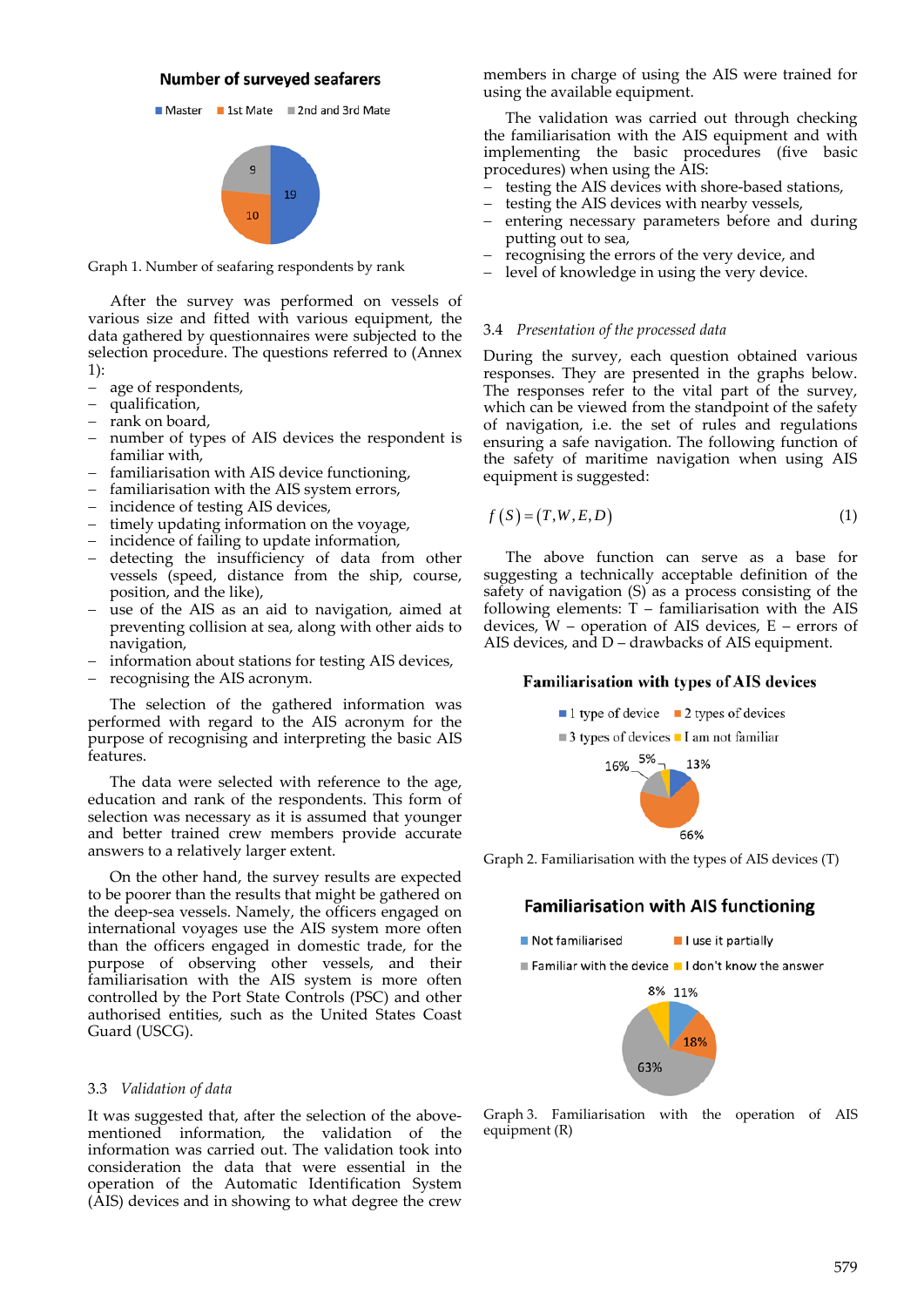**Number of surveyed seafarers**

Master: 19; 1st Mate: 10; 2nd and 3rd Mate: 9

Graph 1. Number of seafaring respondents by rank

After the survey was performed on vessels of various size and fitted with various equipment, the data gathered by questionnaires were subjected to the selection procedure. The questions referred to (Annex 1):

- age of respondents,
- qualification,
- rank on board,
- number of types of AIS devices the respondent is familiar with,
- familiarisation with AIS device functioning,
- familiarisation with the AIS system errors,
- incidence of testing AIS devices,
- timely updating information on the voyage,
- incidence of failing to update information,
- detecting the insufficiency of data from other vessels (speed, distance from the ship, course, position, and the like),
- use of the AIS as an aid to navigation, aimed at preventing collision at sea, along with other aids to navigation,
- information about stations for testing AIS devices,
- recognising the AIS acronym.

The selection of the gathered information was performed with regard to the AIS acronym for the purpose of recognising and interpreting the basic AIS features.

The data were selected with reference to the age, education and rank of the respondents. This form of selection was necessary as it is assumed that younger and better trained crew members provide accurate answers to a relatively larger extent.

On the other hand, the survey results are expected to be poorer than the results that might be gathered on the deep-sea vessels. Namely, the officers engaged on international voyages use the AIS system more often than the officers engaged in domestic trade, for the purpose of observing other vessels, and their familiarisation with the AIS system is more often controlled by the Port State Controls (PSC) and other authorised entities, such as the United States Coast Guard (USCG).

### 3.3 *Validation of data*

It was suggested that, after the selection of the above-mentioned information, the validation of the information was carried out. The validation took into consideration the data that were essential in the operation of the Automatic Identification System (AIS) devices and in showing to what degree the crew members in charge of using the AIS were trained for using the available equipment.

The validation was carried out through checking the familiarisation with the AIS equipment and with implementing the basic procedures (five basic procedures) when using the AIS:

- testing the AIS devices with shore-based stations,
- testing the AIS devices with nearby vessels,
- entering necessary parameters before and during putting out to sea,
- recognising the errors of the very device, and
- level of knowledge in using the very device.

### 3.4 *Presentation of the processed data*

During the survey, each question obtained various responses. They are presented in the graphs below. The responses refer to the vital part of the survey, which can be viewed from the standpoint of the safety of navigation, i.e. the set of rules and regulations ensuring a safe navigation. The following function of the safety of maritime navigation when using AIS equipment is suggested:

$$f(S) = (T, W, E, D) \tag{1}$$

The above function can serve as a base for suggesting a technically acceptable definition of the safety of navigation (S) as a process consisting of the following elements: T – familiarisation with the AIS devices, W – operation of AIS devices, E – errors of AIS devices, and D – drawbacks of AIS equipment.

**Familiarisation with types of AIS devices**

1 type of device: 13%; 2 types of devices: 66%; 3 types of devices: 16%; I am not familiar: 5%

Graph 2. Familiarisation with the types of AIS devices (T)

**Familiarisation with AIS functioning**

Not familiarised: 11%; I use it partially: 18%; Familiar with the device: 63%; I don't know the answer: 8%

Graph 3. Familiarisation with the operation of AIS equipment (R)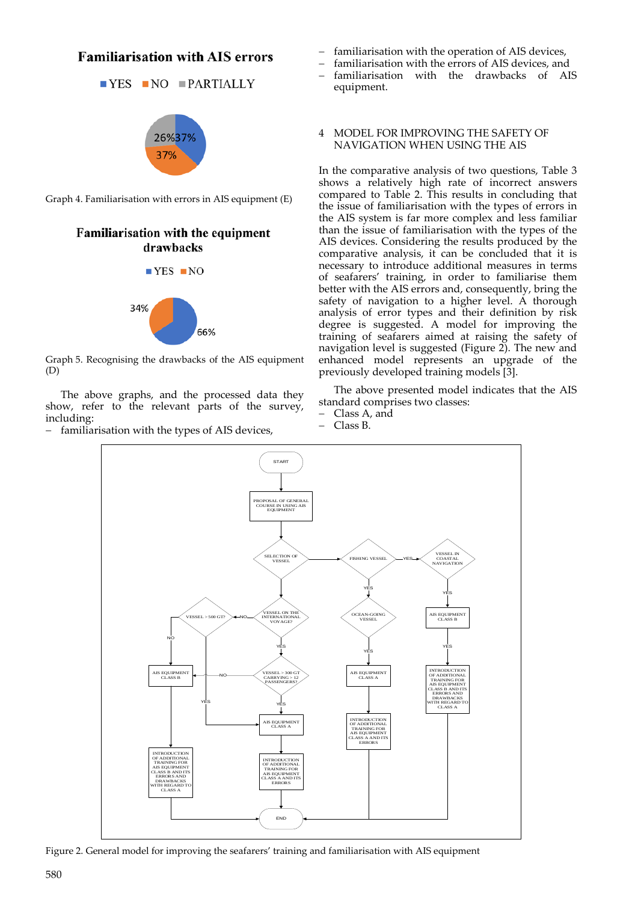Familiarisation with AIS errors

YES NO PARTIALLY

37% 37% 26%

Graph 4. Familiarisation with errors in AIS equipment (E)

Familiarisation with the equipment drawbacks

YES NO

66% 34%

Graph 5. Recognising the drawbacks of the AIS equipment (D)

The above graphs, and the processed data they show, refer to the relevant parts of the survey, including:

- familiarisation with the types of AIS devices,
- familiarisation with the operation of AIS devices,
- familiarisation with the errors of AIS devices, and
- familiarisation with the drawbacks of AIS equipment.

## 4 MODEL FOR IMPROVING THE SAFETY OF NAVIGATION WHEN USING THE AIS

In the comparative analysis of two questions, Table 3 shows a relatively high rate of incorrect answers compared to Table 2. This results in concluding that the issue of familiarisation with the types of errors in the AIS system is far more complex and less familiar than the issue of familiarisation with the types of the AIS devices. Considering the results produced by the comparative analysis, it can be concluded that it is necessary to introduce additional measures in terms of seafarers' training, in order to familiarise them better with the AIS errors and, consequently, bring the safety of navigation to a higher level. A thorough analysis of error types and their definition by risk degree is suggested. A model for improving the training of seafarers aimed at raising the safety of navigation level is suggested (Figure 2). The new and enhanced model represents an upgrade of the previously developed training models [3].

The above presented model indicates that the AIS standard comprises two classes:

- Class A, and
- Class B.

START → PROPOSAL OF GENERAL COURSE IN USING AIS EQUIPMENT → SELECTION OF VESSEL

SELECTION OF VESSEL → FISHING VESSEL; FISHING VESSEL –YES→ VESSEL IN COASTAL NAVIGATION –YES→ AIS EQUIPMENT CLASS B –YES→ INTRODUCTION OF ADDITIONAL TRAINING FOR AIS EQUIPMENT CLASS B AND ITS ERRORS AND DRAWBACKS WITH REGARD TO CLASS A → END

FISHING VESSEL –YES→ OCEAN-GOING VESSEL –YES→ AIS EQUIPMENT CLASS A → INTRODUCTION OF ADDITIONAL TRAINING FOR AIS EQUIPMENT CLASS A AND ITS ERRORS → END

SELECTION OF VESSEL → VESSEL ON THE INTERNATIONAL VOYAGE? –NO→ VESSEL > 500 GT? –NO→ AIS EQUIPMENT CLASS B → INTRODUCTION OF ADDITIONAL TRAINING FOR AIS EQUIPMENT CLASS B AND ITS ERRORS AND DRAWBACKS WITH REGARD TO CLASS A → END; VESSEL > 500 GT? –YES→ AIS EQUIPMENT CLASS A

VESSEL ON THE INTERNATIONAL VOYAGE? –YES→ VESSEL > 300 GT CARRYING > 12 PASSENGERS? –YES→ AIS EQUIPMENT CLASS A → INTRODUCTION OF ADDITIONAL TRAINING FOR AIS EQUIPMENT CLASS A AND ITS ERRORS → END; –NO→ AIS EQUIPMENT CLASS B

Figure 2. General model for improving the seafarers' training and familiarisation with AIS equipment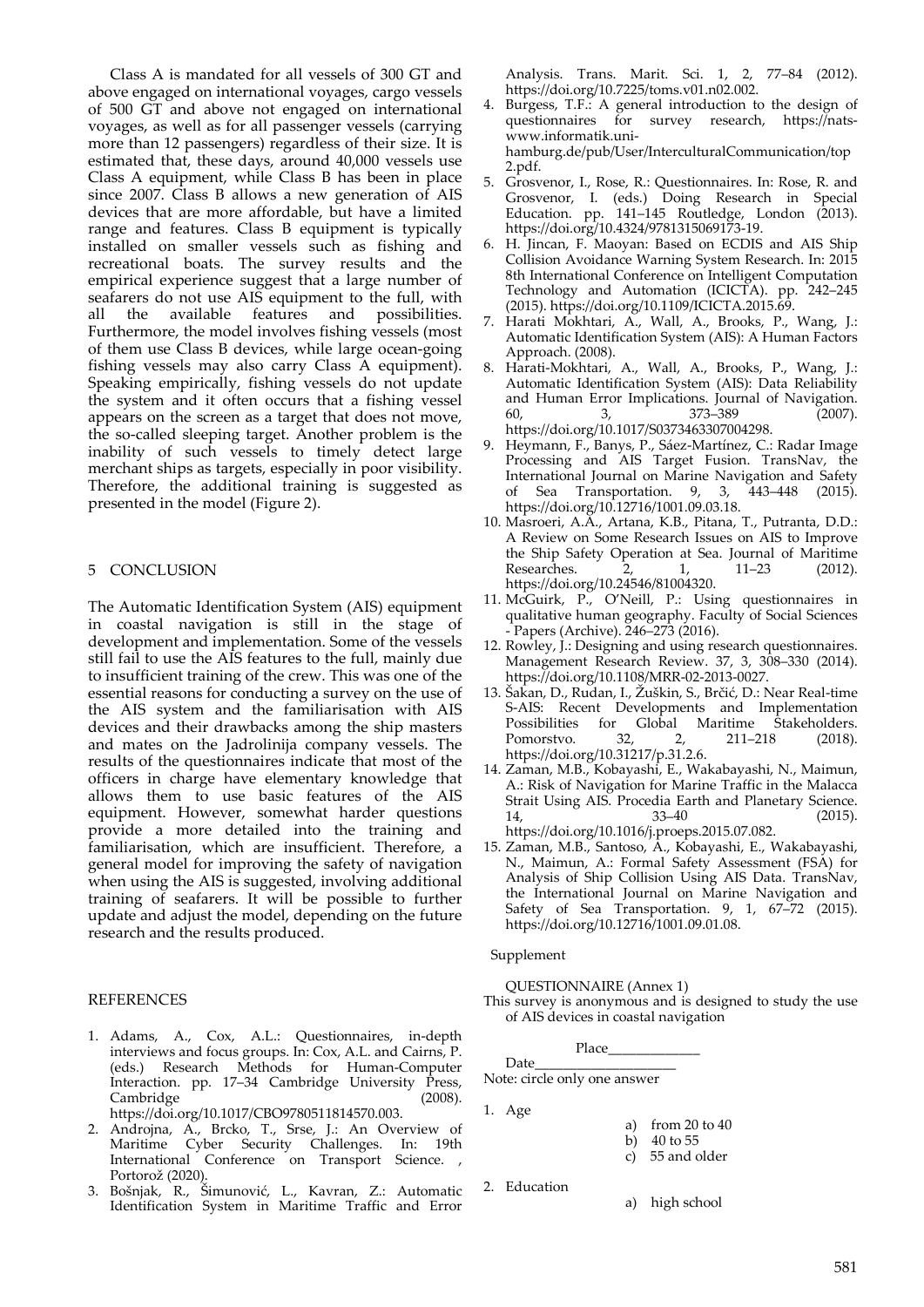Class A is mandated for all vessels of 300 GT and above engaged on international voyages, cargo vessels of 500 GT and above not engaged on international voyages, as well as for all passenger vessels (carrying more than 12 passengers) regardless of their size. It is estimated that, these days, around 40,000 vessels use Class A equipment, while Class B has been in place since 2007. Class B allows a new generation of AIS devices that are more affordable, but have a limited range and features. Class B equipment is typically installed on smaller vessels such as fishing and recreational boats. The survey results and the empirical experience suggest that a large number of seafarers do not use AIS equipment to the full, with all the available features and possibilities. Furthermore, the model involves fishing vessels (most of them use Class B devices, while large ocean-going fishing vessels may also carry Class A equipment). Speaking empirically, fishing vessels do not update the system and it often occurs that a fishing vessel appears on the screen as a target that does not move, the so-called sleeping target. Another problem is the inability of such vessels to timely detect large merchant ships as targets, especially in poor visibility. Therefore, the additional training is suggested as presented in the model (Figure 2).

## 5 CONCLUSION

The Automatic Identification System (AIS) equipment in coastal navigation is still in the stage of development and implementation. Some of the vessels still fail to use the AIS features to the full, mainly due to insufficient training of the crew. This was one of the essential reasons for conducting a survey on the use of the AIS system and the familiarisation with AIS devices and their drawbacks among the ship masters and mates on the Jadrolinija company vessels. The results of the questionnaires indicate that most of the officers in charge have elementary knowledge that allows them to use basic features of the AIS equipment. However, somewhat harder questions provide a more detailed into the training and familiarisation, which are insufficient. Therefore, a general model for improving the safety of navigation when using the AIS is suggested, involving additional training of seafarers. It will be possible to further update and adjust the model, depending on the future research and the results produced.

## REFERENCES

1. Adams, A., Cox, A.L.: Questionnaires, in-depth interviews and focus groups. In: Cox, A.L. and Cairns, P. (eds.) Research Methods for Human-Computer Interaction. pp. 17–34 Cambridge University Press, Cambridge (2008). https://doi.org/10.1017/CBO9780511814570.003.
2. Androjna, A., Brcko, T., Srse, J.: An Overview of Maritime Cyber Security Challenges. In: 19th International Conference on Transport Science. , Portorož (2020).
3. Bošnjak, R., Šimunović, L., Kavran, Z.: Automatic Identification System in Maritime Traffic and Error Analysis. Trans. Marit. Sci. 1, 2, 77–84 (2012). https://doi.org/10.7225/toms.v01.n02.002.
4. Burgess, T.F.: A general introduction to the design of questionnaires for survey research, https://nats-www.informatik.uni-hamburg.de/pub/User/InterculturalCommunication/top2.pdf.
5. Grosvenor, I., Rose, R.: Questionnaires. In: Rose, R. and Grosvenor, I. (eds.) Doing Research in Special Education. pp. 141–145 Routledge, London (2013). https://doi.org/10.4324/9781315069173-19.
6. H. Jincan, F. Maoyan: Based on ECDIS and AIS Ship Collision Avoidance Warning System Research. In: 2015 8th International Conference on Intelligent Computation Technology and Automation (ICICTA). pp. 242–245 (2015). https://doi.org/10.1109/ICICTA.2015.69.
7. Harati Mokhtari, A., Wall, A., Brooks, P., Wang, J.: Automatic Identification System (AIS): A Human Factors Approach. (2008).
8. Harati-Mokhtari, A., Wall, A., Brooks, P., Wang, J.: Automatic Identification System (AIS): Data Reliability and Human Error Implications. Journal of Navigation. 60, 3, 373–389 (2007). https://doi.org/10.1017/S0373463307004298.
9. Heymann, F., Banys, P., Sáez-Martínez, C.: Radar Image Processing and AIS Target Fusion. TransNav, the International Journal on Marine Navigation and Safety of Sea Transportation. 9, 3, 443–448 (2015). https://doi.org/10.12716/1001.09.03.18.
10. Masroeri, A.A., Artana, K.B., Pitana, T., Putranta, D.D.: A Review on Some Research Issues on AIS to Improve the Ship Safety Operation at Sea. Journal of Maritime Researches. 2, 1, 11–23 (2012). https://doi.org/10.24546/81004320.
11. McGuirk, P., O'Neill, P.: Using questionnaires in qualitative human geography. Faculty of Social Sciences - Papers (Archive). 246–273 (2016).
12. Rowley, J.: Designing and using research questionnaires. Management Research Review. 37, 3, 308–330 (2014). https://doi.org/10.1108/MRR-02-2013-0027.
13. Šakan, D., Rudan, I., Žuškin, S., Brčić, D.: Near Real-time S-AIS: Recent Developments and Implementation Possibilities for Global Maritime Stakeholders. Pomorstvo. 32, 2, 211–218 (2018). https://doi.org/10.31217/p.31.2.6.
14. Zaman, M.B., Kobayashi, E., Wakabayashi, N., Maimun, A.: Risk of Navigation for Marine Traffic in the Malacca Strait Using AIS. Procedia Earth and Planetary Science. 14, 33–40 (2015). https://doi.org/10.1016/j.proeps.2015.07.082.
15. Zaman, M.B., Santoso, A., Kobayashi, E., Wakabayashi, N., Maimun, A.: Formal Safety Assessment (FSA) for Analysis of Ship Collision Using AIS Data. TransNav, the International Journal on Marine Navigation and Safety of Sea Transportation. 9, 1, 67–72 (2015). https://doi.org/10.12716/1001.09.01.08.

Supplement

QUESTIONNAIRE (Annex 1)

This survey is anonymous and is designed to study the use of AIS devices in coastal navigation

Place_____________

Date____________________

Note: circle only one answer

1. Age
   a) from 20 to 40
   b) 40 to 55
   c) 55 and older

2. Education
   a) high school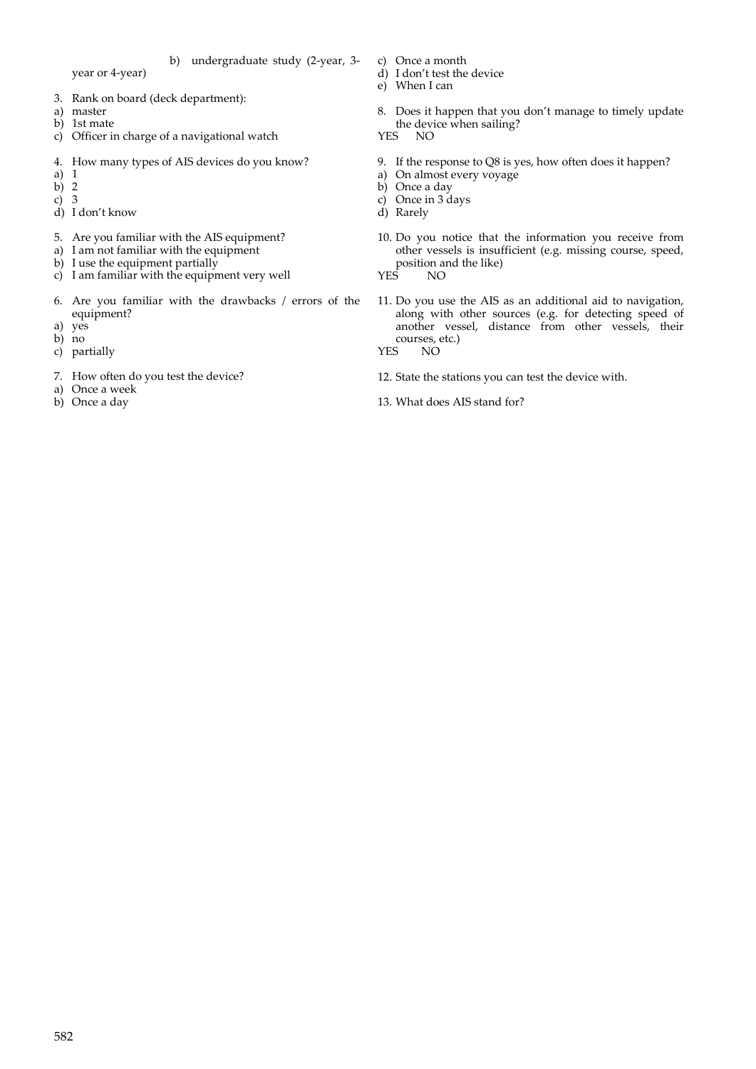b) undergraduate study (2-year, 3-year or 4-year)

3. Rank on board (deck department):
a) master
b) 1st mate
c) Officer in charge of a navigational watch

4. How many types of AIS devices do you know?
a) 1
b) 2
c) 3
d) I don't know

5. Are you familiar with the AIS equipment?
a) I am not familiar with the equipment
b) I use the equipment partially
c) I am familiar with the equipment very well

6. Are you familiar with the drawbacks / errors of the equipment?
a) yes
b) no
c) partially

7. How often do you test the device?
a) Once a week
b) Once a day
c) Once a month
d) I don't test the device
e) When I can

8. Does it happen that you don't manage to timely update the device when sailing?
YES NO

9. If the response to Q8 is yes, how often does it happen?
a) On almost every voyage
b) Once a day
c) Once in 3 days
d) Rarely

10. Do you notice that the information you receive from other vessels is insufficient (e.g. missing course, speed, position and the like)
YES NO

11. Do you use the AIS as an additional aid to navigation, along with other sources (e.g. for detecting speed of another vessel, distance from other vessels, their courses, etc.)
YES NO

12. State the stations you can test the device with.

13. What does AIS stand for?